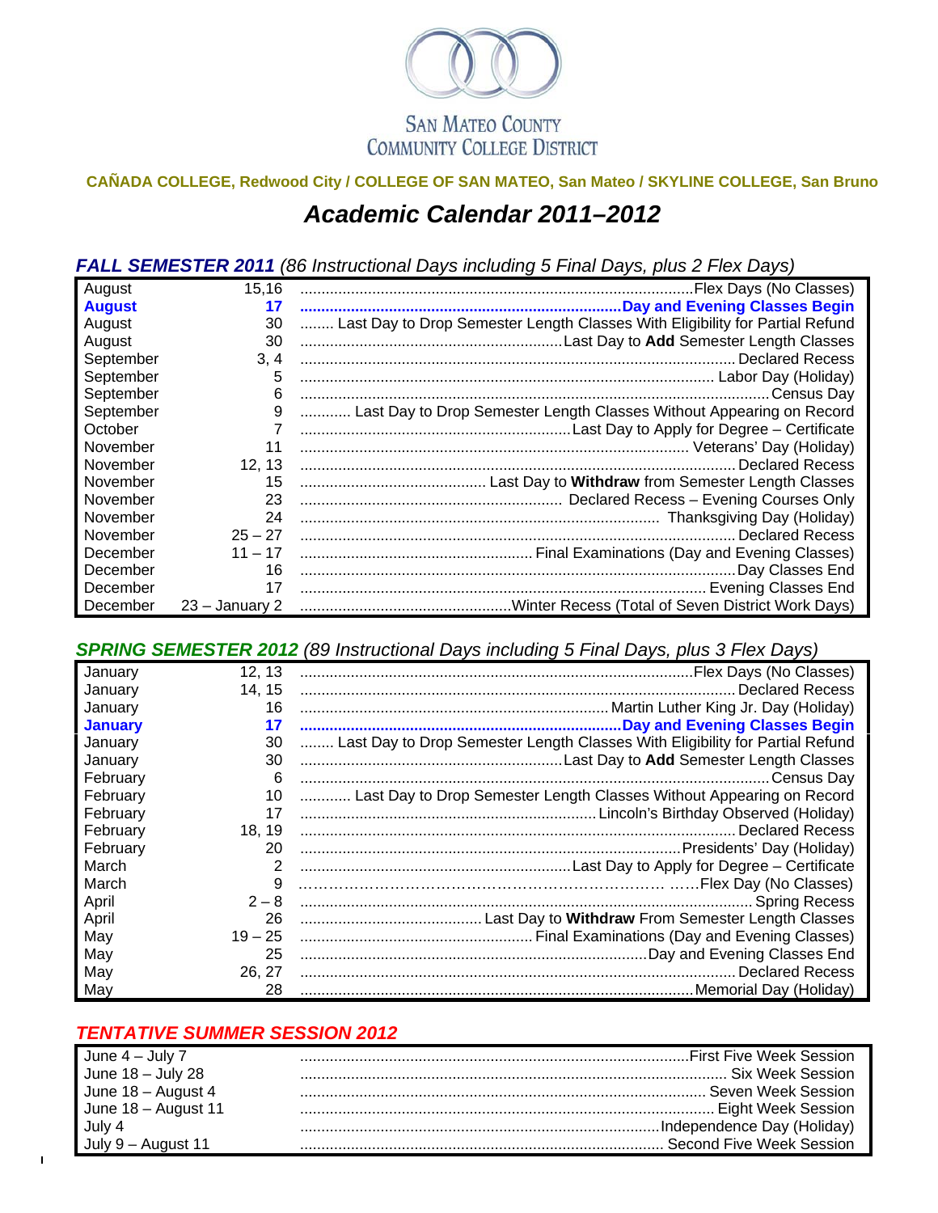SAN MATEO COUNTY
COMMUNITY COLLEGE DISTRICT

**CAÑADA COLLEGE, Redwood City / COLLEGE OF SAN MATEO, San Mateo / SKYLINE COLLEGE, San Bruno**

# *Academic Calendar 2011–2012*

## ***FALL SEMESTER 2011*** *(86 Instructional Days including 5 Final Days, plus 2 Flex Days)*

| Month | Date | Event |
|---|---|---|
| August | 15,16 | Flex Days (No Classes) |
| **August** | **17** | **Day and Evening Classes Begin** |
| August | 30 | Last Day to Drop Semester Length Classes With Eligibility for Partial Refund |
| August | 30 | Last Day to **Add** Semester Length Classes |
| September | 3, 4 | Declared Recess |
| September | 5 | Labor Day (Holiday) |
| September | 6 | Census Day |
| September | 9 | Last Day to Drop Semester Length Classes Without Appearing on Record |
| October | 7 | Last Day to Apply for Degree – Certificate |
| November | 11 | Veterans' Day (Holiday) |
| November | 12, 13 | Declared Recess |
| November | 15 | Last Day to **Withdraw** from Semester Length Classes |
| November | 23 | Declared Recess – Evening Courses Only |
| November | 24 | Thanksgiving Day (Holiday) |
| November | 25 – 27 | Declared Recess |
| December | 11 – 17 | Final Examinations (Day and Evening Classes) |
| December | 16 | Day Classes End |
| December | 17 | Evening Classes End |
| December | 23 – January 2 | Winter Recess (Total of Seven District Work Days) |

## ***SPRING SEMESTER 2012*** *(89 Instructional Days including 5 Final Days, plus 3 Flex Days)*

| Month | Date | Event |
|---|---|---|
| January | 12, 13 | Flex Days (No Classes) |
| January | 14, 15 | Declared Recess |
| January | 16 | Martin Luther King Jr. Day (Holiday) |
| **January** | **17** | **Day and Evening Classes Begin** |
| January | 30 | Last Day to Drop Semester Length Classes With Eligibility for Partial Refund |
| January | 30 | Last Day to **Add** Semester Length Classes |
| February | 6 | Census Day |
| February | 10 | Last Day to Drop Semester Length Classes Without Appearing on Record |
| February | 17 | Lincoln's Birthday Observed (Holiday) |
| February | 18, 19 | Declared Recess |
| February | 20 | Presidents' Day (Holiday) |
| March | 2 | Last Day to Apply for Degree – Certificate |
| March | 9 | Flex Day (No Classes) |
| April | 2 – 8 | Spring Recess |
| April | 26 | Last Day to **Withdraw** From Semester Length Classes |
| May | 19 – 25 | Final Examinations (Day and Evening Classes) |
| May | 25 | Day and Evening Classes End |
| May | 26, 27 | Declared Recess |
| May | 28 | Memorial Day (Holiday) |

## ***TENTATIVE SUMMER SESSION 2012***

| Dates | Event |
|---|---|
| June 4 – July 7 | First Five Week Session |
| June 18 – July 28 | Six Week Session |
| June 18 – August 4 | Seven Week Session |
| June 18 – August 11 | Eight Week Session |
| July 4 | Independence Day (Holiday) |
| July 9 – August 11 | Second Five Week Session |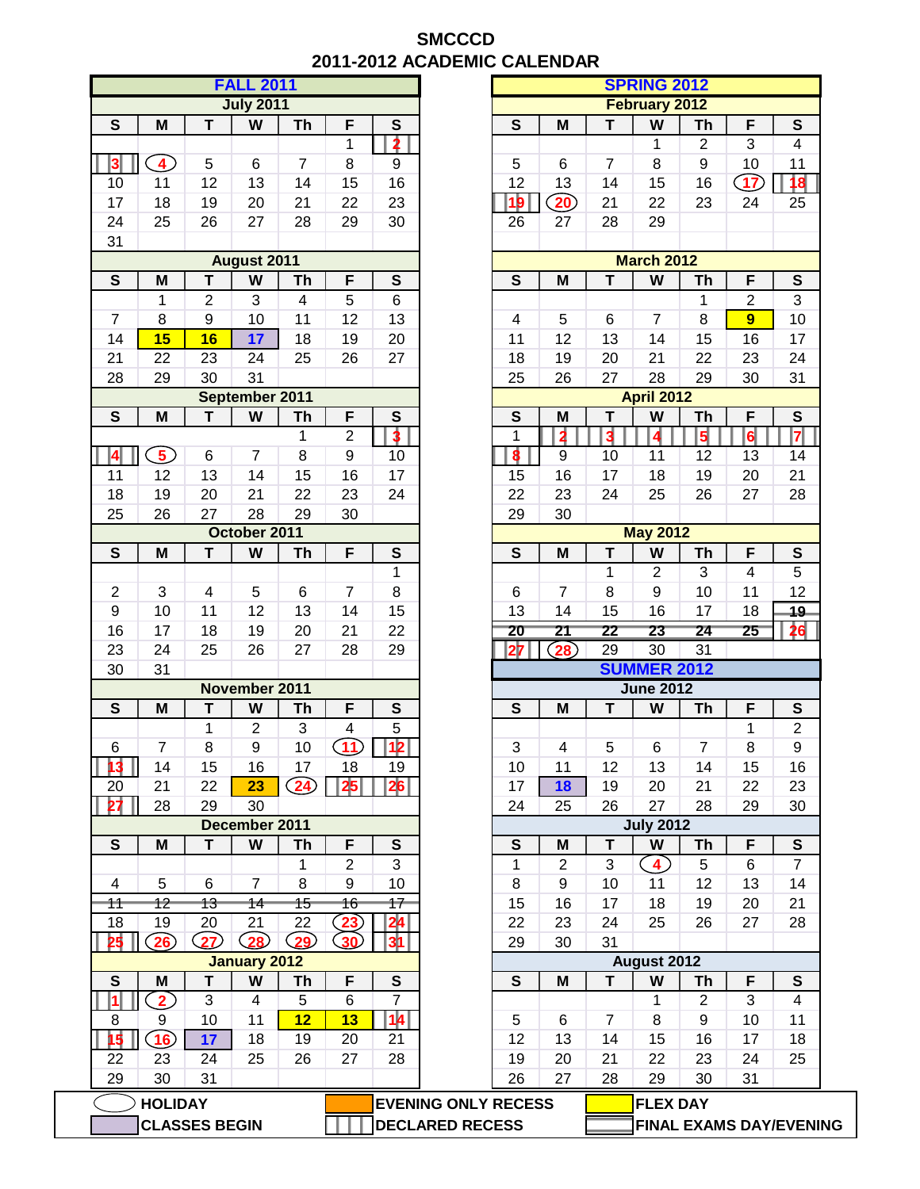# SMCCCD
## 2011-2012 ACADEMIC CALENDAR

## FALL 2011

**July 2011**

| S | M | T | W | Th | F | S |
|---|---|---|---|---|---|---|
| | | | | | 1 | 2 |
| 3 | 4 | 5 | 6 | 7 | 8 | 9 |
| 10 | 11 | 12 | 13 | 14 | 15 | 16 |
| 17 | 18 | 19 | 20 | 21 | 22 | 23 |
| 24 | 25 | 26 | 27 | 28 | 29 | 30 |
| 31 | | | | | | |

**August 2011**

| S | M | T | W | Th | F | S |
|---|---|---|---|---|---|---|
| | 1 | 2 | 3 | 4 | 5 | 6 |
| 7 | 8 | 9 | 10 | 11 | 12 | 13 |
| 14 | 15 | 16 | 17 | 18 | 19 | 20 |
| 21 | 22 | 23 | 24 | 25 | 26 | 27 |
| 28 | 29 | 30 | 31 | | | |

**September 2011**

| S | M | T | W | Th | F | S |
|---|---|---|---|---|---|---|
| | | | | 1 | 2 | 3 |
| 4 | 5 | 6 | 7 | 8 | 9 | 10 |
| 11 | 12 | 13 | 14 | 15 | 16 | 17 |
| 18 | 19 | 20 | 21 | 22 | 23 | 24 |
| 25 | 26 | 27 | 28 | 29 | 30 | |

**October 2011**

| S | M | T | W | Th | F | S |
|---|---|---|---|---|---|---|
| | | | | | | 1 |
| 2 | 3 | 4 | 5 | 6 | 7 | 8 |
| 9 | 10 | 11 | 12 | 13 | 14 | 15 |
| 16 | 17 | 18 | 19 | 20 | 21 | 22 |
| 23 | 24 | 25 | 26 | 27 | 28 | 29 |
| 30 | 31 | | | | | |

**November 2011**

| S | M | T | W | Th | F | S |
|---|---|---|---|---|---|---|
| | | 1 | 2 | 3 | 4 | 5 |
| 6 | 7 | 8 | 9 | 10 | 11 | 12 |
| 13 | 14 | 15 | 16 | 17 | 18 | 19 |
| 20 | 21 | 22 | 23 | 24 | 25 | 26 |
| 27 | 28 | 29 | 30 | | | |

**December 2011**

| S | M | T | W | Th | F | S |
|---|---|---|---|---|---|---|
| | | | | 1 | 2 | 3 |
| 4 | 5 | 6 | 7 | 8 | 9 | 10 |
| 11 | 12 | 13 | 14 | 15 | 16 | 17 |
| 18 | 19 | 20 | 21 | 22 | 23 | 24 |
| 25 | 26 | 27 | 28 | 29 | 30 | 31 |

**January 2012**

| S | M | T | W | Th | F | S |
|---|---|---|---|---|---|---|
| 1 | 2 | 3 | 4 | 5 | 6 | 7 |
| 8 | 9 | 10 | 11 | 12 | 13 | 14 |
| 15 | 16 | 17 | 18 | 19 | 20 | 21 |
| 22 | 23 | 24 | 25 | 26 | 27 | 28 |
| 29 | 30 | 31 | | | | |

## SPRING 2012

**February 2012**

| S | M | T | W | Th | F | S |
|---|---|---|---|---|---|---|
| | | | 1 | 2 | 3 | 4 |
| 5 | 6 | 7 | 8 | 9 | 10 | 11 |
| 12 | 13 | 14 | 15 | 16 | 17 | 18 |
| 19 | 20 | 21 | 22 | 23 | 24 | 25 |
| 26 | 27 | 28 | 29 | | | |

**March 2012**

| S | M | T | W | Th | F | S |
|---|---|---|---|---|---|---|
| | | | | 1 | 2 | 3 |
| 4 | 5 | 6 | 7 | 8 | 9 | 10 |
| 11 | 12 | 13 | 14 | 15 | 16 | 17 |
| 18 | 19 | 20 | 21 | 22 | 23 | 24 |
| 25 | 26 | 27 | 28 | 29 | 30 | 31 |

**April 2012**

| S | M | T | W | Th | F | S |
|---|---|---|---|---|---|---|
| 1 | 2 | 3 | 4 | 5 | 6 | 7 |
| 8 | 9 | 10 | 11 | 12 | 13 | 14 |
| 15 | 16 | 17 | 18 | 19 | 20 | 21 |
| 22 | 23 | 24 | 25 | 26 | 27 | 28 |
| 29 | 30 | | | | | |

**May 2012**

| S | M | T | W | Th | F | S |
|---|---|---|---|---|---|---|
| | | 1 | 2 | 3 | 4 | 5 |
| 6 | 7 | 8 | 9 | 10 | 11 | 12 |
| 13 | 14 | 15 | 16 | 17 | 18 | 19 |
| 20 | 21 | 22 | 23 | 24 | 25 | 26 |
| 27 | 28 | 29 | 30 | 31 | | |

## SUMMER 2012

**June 2012**

| S | M | T | W | Th | F | S |
|---|---|---|---|---|---|---|
| | | | | | 1 | 2 |
| 3 | 4 | 5 | 6 | 7 | 8 | 9 |
| 10 | 11 | 12 | 13 | 14 | 15 | 16 |
| 17 | 18 | 19 | 20 | 21 | 22 | 23 |
| 24 | 25 | 26 | 27 | 28 | 29 | 30 |

**July 2012**

| S | M | T | W | Th | F | S |
|---|---|---|---|---|---|---|
| 1 | 2 | 3 | 4 | 5 | 6 | 7 |
| 8 | 9 | 10 | 11 | 12 | 13 | 14 |
| 15 | 16 | 17 | 18 | 19 | 20 | 21 |
| 22 | 23 | 24 | 25 | 26 | 27 | 28 |
| 29 | 30 | 31 | | | | |

**August 2012**

| S | M | T | W | Th | F | S |
|---|---|---|---|---|---|---|
| | | | 1 | 2 | 3 | 4 |
| 5 | 6 | 7 | 8 | 9 | 10 | 11 |
| 12 | 13 | 14 | 15 | 16 | 17 | 18 |
| 19 | 20 | 21 | 22 | 23 | 24 | 25 |
| 26 | 27 | 28 | 29 | 30 | 31 | |

**Legend:**
- HOLIDAY
- CLASSES BEGIN
- EVENING ONLY RECESS
- DECLARED RECESS
- FLEX DAY
- FINAL EXAMS DAY/EVENING